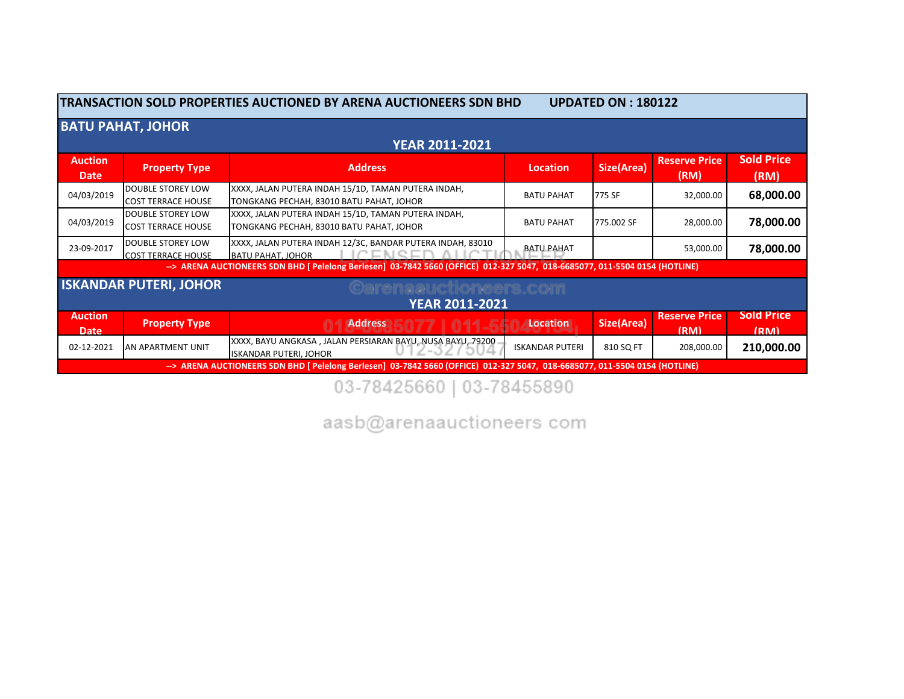**TRANSACTION SOLD PROPERTIES AUCTIONED BY ARENA AUCTIONEERS SDN BHD UPDATED ON : 180122**

## BATU PAHAT, JOHOR

**YEAR 2011-2021**

| Auction Date | Property Type | Address | Location | Size(Area) | Reserve Price (RM) | Sold Price (RM) |
|---|---|---|---|---|---|---|
| 04/03/2019 | DOUBLE STOREY LOW COST TERRACE HOUSE | XXXX, JALAN PUTERA INDAH 15/1D, TAMAN PUTERA INDAH, TONGKANG PECHAH, 83010 BATU PAHAT, JOHOR | BATU PAHAT | 775 SF | 32,000.00 | **68,000.00** |
| 04/03/2019 | DOUBLE STOREY LOW COST TERRACE HOUSE | XXXX, JALAN PUTERA INDAH 15/1D, TAMAN PUTERA INDAH, TONGKANG PECHAH, 83010 BATU PAHAT, JOHOR | BATU PAHAT | 775.002 SF | 28,000.00 | **78,000.00** |
| 23-09-2017 | DOUBLE STOREY LOW COST TERRACE HOUSE | XXXX, JALAN PUTERA INDAH 12/3C, BANDAR PUTERA INDAH, 83010 BATU PAHAT, JOHOR | BATU PAHAT | | 53,000.00 | **78,000.00** |

--> ARENA AUCTIONEERS SDN BHD [ Pelelong Berlesen] 03-7842 5660 (OFFICE) 012-327 5047, 018-6685077, 011-5504 0154 (HOTLINE)

## ISKANDAR PUTERI, JOHOR

**YEAR 2011-2021**

| Auction Date | Property Type | Address | Location | Size(Area) | Reserve Price (RM) | Sold Price (RM) |
|---|---|---|---|---|---|---|
| 02-12-2021 | AN APARTMENT UNIT | XXXX, BAYU ANGKASA , JALAN PERSIARAN BAYU, NUSA BAYU, 79200 ISKANDAR PUTERI, JOHOR | ISKANDAR PUTERI | 810 SQ FT | 208,000.00 | **210,000.00** |

--> ARENA AUCTIONEERS SDN BHD [ Pelelong Berlesen] 03-7842 5660 (OFFICE) 012-327 5047, 018-6685077, 011-5504 0154 (HOTLINE)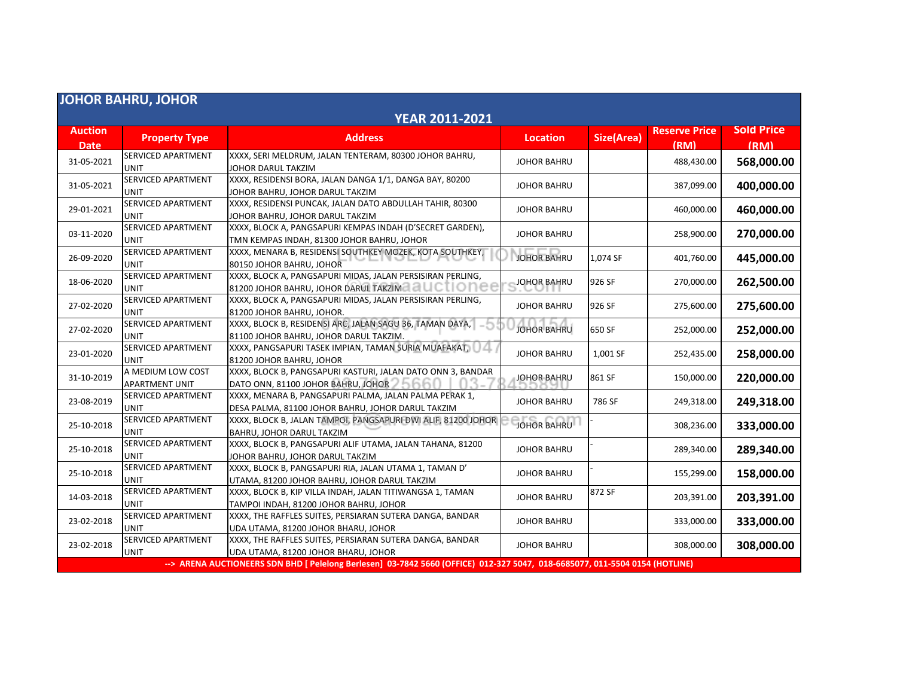## JOHOR BAHRU, JOHOR

### YEAR 2011-2021

| Auction Date | Property Type | Address | Location | Size(Area) | Reserve Price (RM) | Sold Price (RM) |
|---|---|---|---|---|---|---|
| 31-05-2021 | SERVICED APARTMENT UNIT | XXXX, SERI MELDRUM, JALAN TENTERAM, 80300 JOHOR BAHRU, JOHOR DARUL TAKZIM | JOHOR BAHRU | | 488,430.00 | **568,000.00** |
| 31-05-2021 | SERVICED APARTMENT UNIT | XXXX, RESIDENSI BORA, JALAN DANGA 1/1, DANGA BAY, 80200 JOHOR BAHRU, JOHOR DARUL TAKZIM | JOHOR BAHRU | | 387,099.00 | **400,000.00** |
| 29-01-2021 | SERVICED APARTMENT UNIT | XXXX, RESIDENSI PUNCAK, JALAN DATO ABDULLAH TAHIR, 80300 JOHOR BAHRU, JOHOR DARUL TAKZIM | JOHOR BAHRU | | 460,000.00 | **460,000.00** |
| 03-11-2020 | SERVICED APARTMENT UNIT | XXXX, BLOCK A, PANGSAPURI KEMPAS INDAH (D'SECRET GARDEN), TMN KEMPAS INDAH, 81300 JOHOR BAHRU, JOHOR | JOHOR BAHRU | | 258,900.00 | **270,000.00** |
| 26-09-2020 | SERVICED APARTMENT UNIT | XXXX, MENARA B, RESIDENSI SOUTHKEY MOZEK, KOTA SOUTHKEY, 80150 JOHOR BAHRU, JOHOR | JOHOR BAHRU | 1,074 SF | 401,760.00 | **445,000.00** |
| 18-06-2020 | SERVICED APARTMENT UNIT | XXXX, BLOCK A, PANGSAPURI MIDAS, JALAN PERSISIRAN PERLING, 81200 JOHOR BAHRU, JOHOR DARUL TAKZIM | JOHOR BAHRU | 926 SF | 270,000.00 | **262,500.00** |
| 27-02-2020 | SERVICED APARTMENT UNIT | XXXX, BLOCK A, PANGSAPURI MIDAS, JALAN PERSISIRAN PERLING, 81200 JOHOR BAHRU, JOHOR. | JOHOR BAHRU | 926 SF | 275,600.00 | **275,600.00** |
| 27-02-2020 | SERVICED APARTMENT UNIT | XXXX, BLOCK B, RESIDENSI ARC, JALAN SAGU 36, TAMAN DAYA, 81100 JOHOR BAHRU, JOHOR DARUL TAKZIM. | JOHOR BAHRU | 650 SF | 252,000.00 | **252,000.00** |
| 23-01-2020 | SERVICED APARTMENT UNIT | XXXX, PANGSAPURI TASEK IMPIAN, TAMAN SURIA MUAFAKAT, 81200 JOHOR BAHRU, JOHOR | JOHOR BAHRU | 1,001 SF | 252,435.00 | **258,000.00** |
| 31-10-2019 | A MEDIUM LOW COST APARTMENT UNIT | XXXX, BLOCK B, PANGSAPURI KASTURI, JALAN DATO ONN 3, BANDAR DATO ONN, 81100 JOHOR BAHRU, JOHOR | JOHOR BAHRU | 861 SF | 150,000.00 | **220,000.00** |
| 23-08-2019 | SERVICED APARTMENT UNIT | XXXX, MENARA B, PANGSAPURI PALMA, JALAN PALMA PERAK 1, DESA PALMA, 81100 JOHOR BAHRU, JOHOR DARUL TAKZIM | JOHOR BAHRU | 786 SF | 249,318.00 | **249,318.00** |
| 25-10-2018 | SERVICED APARTMENT UNIT | XXXX, BLOCK B, JALAN TAMPOI, PANGSAPURI DWI ALIF, 81200 JOHOR BAHRU, JOHOR DARUL TAKZIM | JOHOR BAHRU | - | 308,236.00 | **333,000.00** |
| 25-10-2018 | SERVICED APARTMENT UNIT | XXXX, BLOCK B, PANGSAPURI ALIF UTAMA, JALAN TAHANA, 81200 JOHOR BAHRU, JOHOR DARUL TAKZIM | JOHOR BAHRU | - | 289,340.00 | **289,340.00** |
| 25-10-2018 | SERVICED APARTMENT UNIT | XXXX, BLOCK B, PANGSAPURI RIA, JALAN UTAMA 1, TAMAN D' UTAMA, 81200 JOHOR BAHRU, JOHOR DARUL TAKZIM | JOHOR BAHRU | - | 155,299.00 | **158,000.00** |
| 14-03-2018 | SERVICED APARTMENT UNIT | XXXX, BLOCK B, KIP VILLA INDAH, JALAN TITIWANGSA 1, TAMAN TAMPOI INDAH, 81200 JOHOR BAHRU, JOHOR | JOHOR BAHRU | 872 SF | 203,391.00 | **203,391.00** |
| 23-02-2018 | SERVICED APARTMENT UNIT | XXXX, THE RAFFLES SUITES, PERSIARAN SUTERA DANGA, BANDAR UDA UTAMA, 81200 JOHOR BHARU, JOHOR | JOHOR BAHRU | | 333,000.00 | **333,000.00** |
| 23-02-2018 | SERVICED APARTMENT UNIT | XXXX, THE RAFFLES SUITES, PERSIARAN SUTERA DANGA, BANDAR UDA UTAMA, 81200 JOHOR BHARU, JOHOR | JOHOR BAHRU | | 308,000.00 | **308,000.00** |

**--> ARENA AUCTIONEERS SDN BHD [ Pelelong Berlesen] 03-7842 5660 (OFFICE) 012-327 5047, 018-6685077, 011-5504 0154 (HOTLINE)**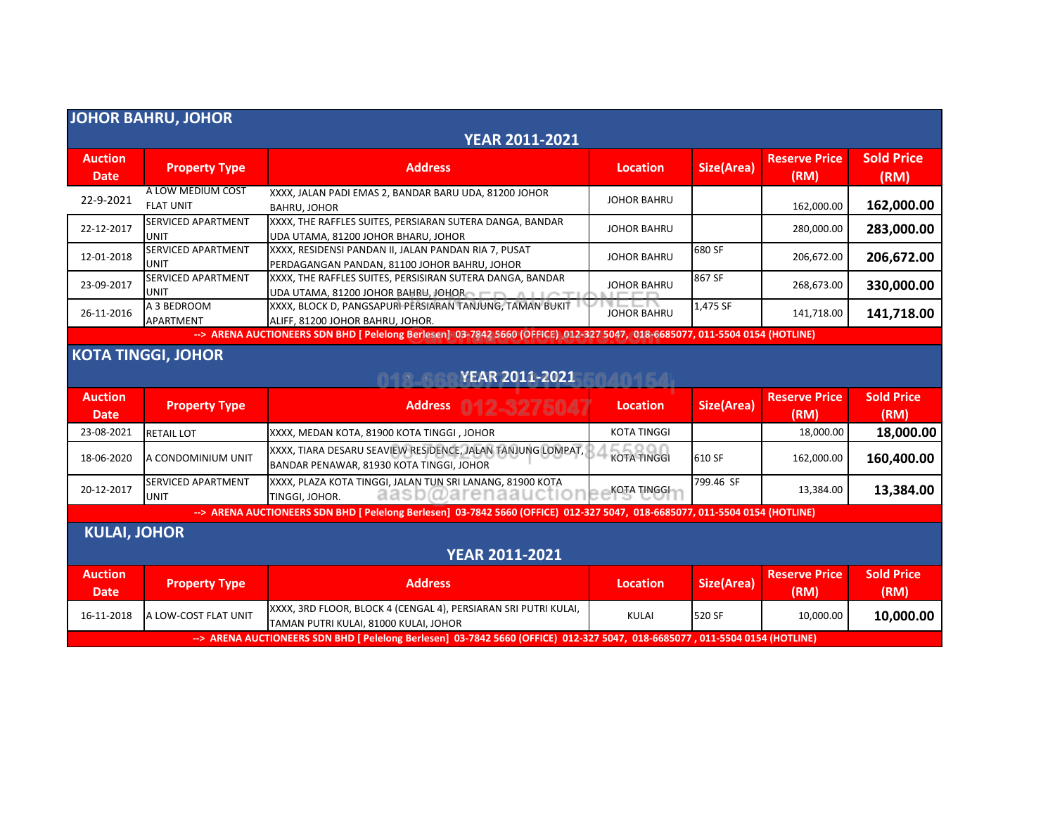## JOHOR BAHRU, JOHOR

### YEAR 2011-2021

| Auction Date | Property Type | Address | Location | Size(Area) | Reserve Price (RM) | Sold Price (RM) |
|---|---|---|---|---|---|---|
| 22-9-2021 | A LOW MEDIUM COST FLAT UNIT | XXXX, JALAN PADI EMAS 2, BANDAR BARU UDA, 81200 JOHOR BAHRU, JOHOR | JOHOR BAHRU | | 162,000.00 | **162,000.00** |
| 22-12-2017 | SERVICED APARTMENT UNIT | XXXX, THE RAFFLES SUITES, PERSIARAN SUTERA DANGA, BANDAR UDA UTAMA, 81200 JOHOR BHARU, JOHOR | JOHOR BAHRU | | 280,000.00 | **283,000.00** |
| 12-01-2018 | SERVICED APARTMENT UNIT | XXXX, RESIDENSI PANDAN II, JALAN PANDAN RIA 7, PUSAT PERDAGANGAN PANDAN, 81100 JOHOR BAHRU, JOHOR | JOHOR BAHRU | 680 SF | 206,672.00 | **206,672.00** |
| 23-09-2017 | SERVICED APARTMENT UNIT | XXXX, THE RAFFLES SUITES, PERSISIRAN SUTERA DANGA, BANDAR UDA UTAMA, 81200 JOHOR BAHRU, JOHOR | JOHOR BAHRU | 867 SF | 268,673.00 | **330,000.00** |
| 26-11-2016 | A 3 BEDROOM APARTMENT | XXXX, BLOCK D, PANGSAPURI PERSIARAN TANJUNG, TAMAN BUKIT ALIFF, 81200 JOHOR BAHRU, JOHOR. | JOHOR BAHRU | 1,475 SF | 141,718.00 | **141,718.00** |

**--> ARENA AUCTIONEERS SDN BHD [ Pelelong Berlesen] 03-7842 5660 (OFFICE) 012-327 5047, 018-6685077, 011-5504 0154 (HOTLINE)**

## KOTA TINGGI, JOHOR

### YEAR 2011-2021

| Auction Date | Property Type | Address | Location | Size(Area) | Reserve Price (RM) | Sold Price (RM) |
|---|---|---|---|---|---|---|
| 23-08-2021 | RETAIL LOT | XXXX, MEDAN KOTA, 81900 KOTA TINGGI , JOHOR | KOTA TINGGI | | 18,000.00 | **18,000.00** |
| 18-06-2020 | A CONDOMINIUM UNIT | XXXX, TIARA DESARU SEAVIEW RESIDENCE, JALAN TANJUNG LOMPAT, BANDAR PENAWAR, 81930 KOTA TINGGI, JOHOR | KOTA TINGGI | 610 SF | 162,000.00 | **160,400.00** |
| 20-12-2017 | SERVICED APARTMENT UNIT | XXXX, PLAZA KOTA TINGGI, JALAN TUN SRI LANANG, 81900 KOTA TINGGI, JOHOR. | KOTA TINGGI | 799.46 SF | 13,384.00 | **13,384.00** |

**--> ARENA AUCTIONEERS SDN BHD [ Pelelong Berlesen] 03-7842 5660 (OFFICE) 012-327 5047, 018-6685077, 011-5504 0154 (HOTLINE)**

## KULAI, JOHOR

### YEAR 2011-2021

| Auction Date | Property Type | Address | Location | Size(Area) | Reserve Price (RM) | Sold Price (RM) |
|---|---|---|---|---|---|---|
| 16-11-2018 | A LOW-COST FLAT UNIT | XXXX, 3RD FLOOR, BLOCK 4 (CENGAL 4), PERSIARAN SRI PUTRI KULAI, TAMAN PUTRI KULAI, 81000 KULAI, JOHOR | KULAI | 520 SF | 10,000.00 | **10,000.00** |

**--> ARENA AUCTIONEERS SDN BHD [ Pelelong Berlesen] 03-7842 5660 (OFFICE) 012-327 5047, 018-6685077 , 011-5504 0154 (HOTLINE)**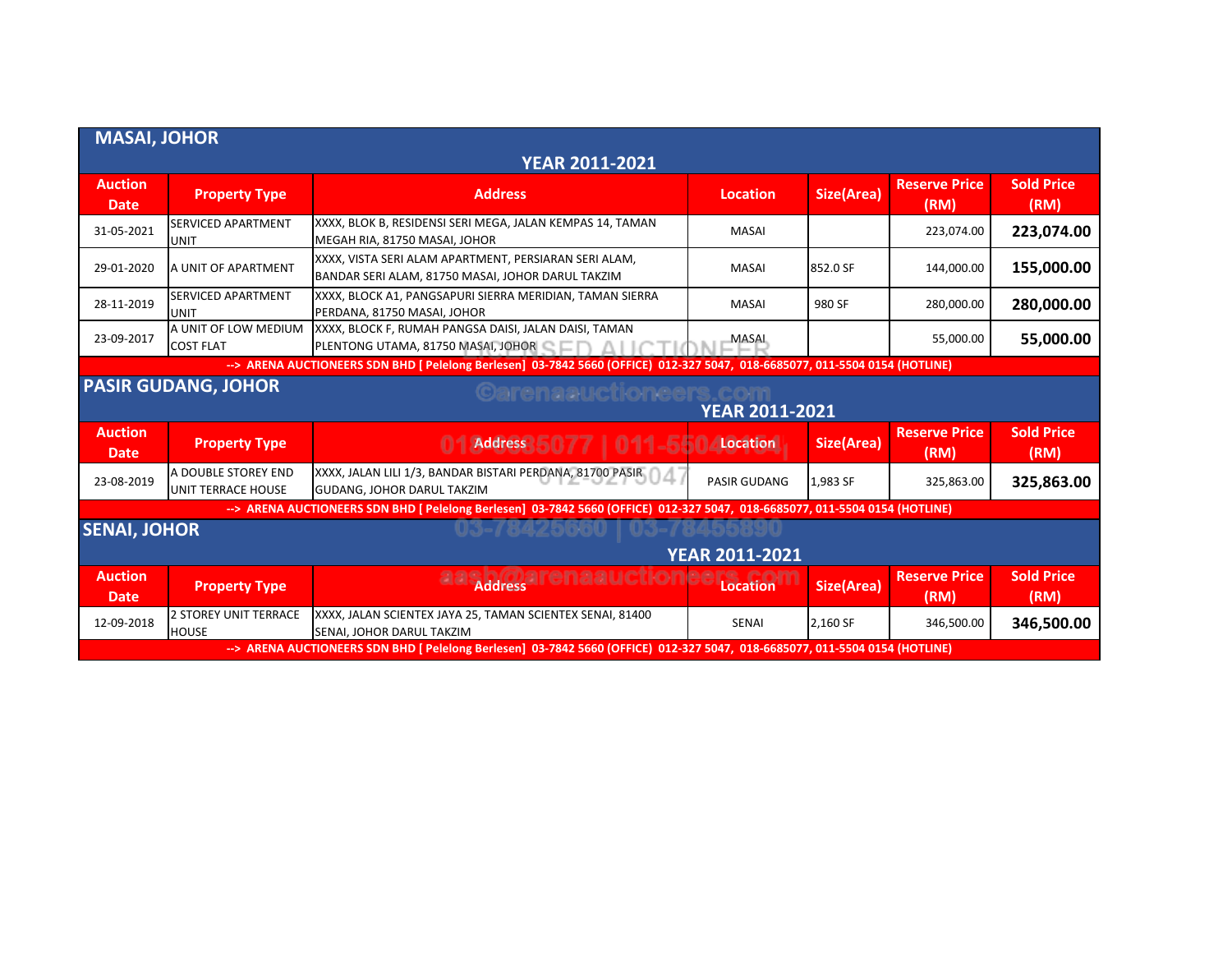## MASAI, JOHOR

**YEAR 2011-2021**

| Auction Date | Property Type | Address | Location | Size(Area) | Reserve Price (RM) | Sold Price (RM) |
|---|---|---|---|---|---|---|
| 31-05-2021 | SERVICED APARTMENT UNIT | XXXX, BLOK B, RESIDENSI SERI MEGA, JALAN KEMPAS 14, TAMAN MEGAH RIA, 81750 MASAI, JOHOR | MASAI | | 223,074.00 | **223,074.00** |
| 29-01-2020 | A UNIT OF APARTMENT | XXXX, VISTA SERI ALAM APARTMENT, PERSIARAN SERI ALAM, BANDAR SERI ALAM, 81750 MASAI, JOHOR DARUL TAKZIM | MASAI | 852.0 SF | 144,000.00 | **155,000.00** |
| 28-11-2019 | SERVICED APARTMENT UNIT | XXXX, BLOCK A1, PANGSAPURI SIERRA MERIDIAN, TAMAN SIERRA PERDANA, 81750 MASAI, JOHOR | MASAI | 980 SF | 280,000.00 | **280,000.00** |
| 23-09-2017 | A UNIT OF LOW MEDIUM COST FLAT | XXXX, BLOCK F, RUMAH PANGSA DAISI, JALAN DAISI, TAMAN PLENTONG UTAMA, 81750 MASAI, JOHOR | MASAI | | 55,000.00 | **55,000.00** |

**--> ARENA AUCTIONEERS SDN BHD [ Pelelong Berlesen] 03-7842 5660 (OFFICE) 012-327 5047, 018-6685077, 011-5504 0154 (HOTLINE)**

## PASIR GUDANG, JOHOR

**YEAR 2011-2021**

| Auction Date | Property Type | Address | Location | Size(Area) | Reserve Price (RM) | Sold Price (RM) |
|---|---|---|---|---|---|---|
| 23-08-2019 | A DOUBLE STOREY END UNIT TERRACE HOUSE | XXXX, JALAN LILI 1/3, BANDAR BISTARI PERDANA, 81700 PASIR GUDANG, JOHOR DARUL TAKZIM | PASIR GUDANG | 1,983 SF | 325,863.00 | **325,863.00** |

**--> ARENA AUCTIONEERS SDN BHD [ Pelelong Berlesen] 03-7842 5660 (OFFICE) 012-327 5047, 018-6685077, 011-5504 0154 (HOTLINE)**

## SENAI, JOHOR

**YEAR 2011-2021**

| Auction Date | Property Type | Address | Location | Size(Area) | Reserve Price (RM) | Sold Price (RM) |
|---|---|---|---|---|---|---|
| 12-09-2018 | 2 STOREY UNIT TERRACE HOUSE | XXXX, JALAN SCIENTEX JAYA 25, TAMAN SCIENTEX SENAI, 81400 SENAI, JOHOR DARUL TAKZIM | SENAI | 2,160 SF | 346,500.00 | **346,500.00** |

**--> ARENA AUCTIONEERS SDN BHD [ Pelelong Berlesen] 03-7842 5660 (OFFICE) 012-327 5047, 018-6685077, 011-5504 0154 (HOTLINE)**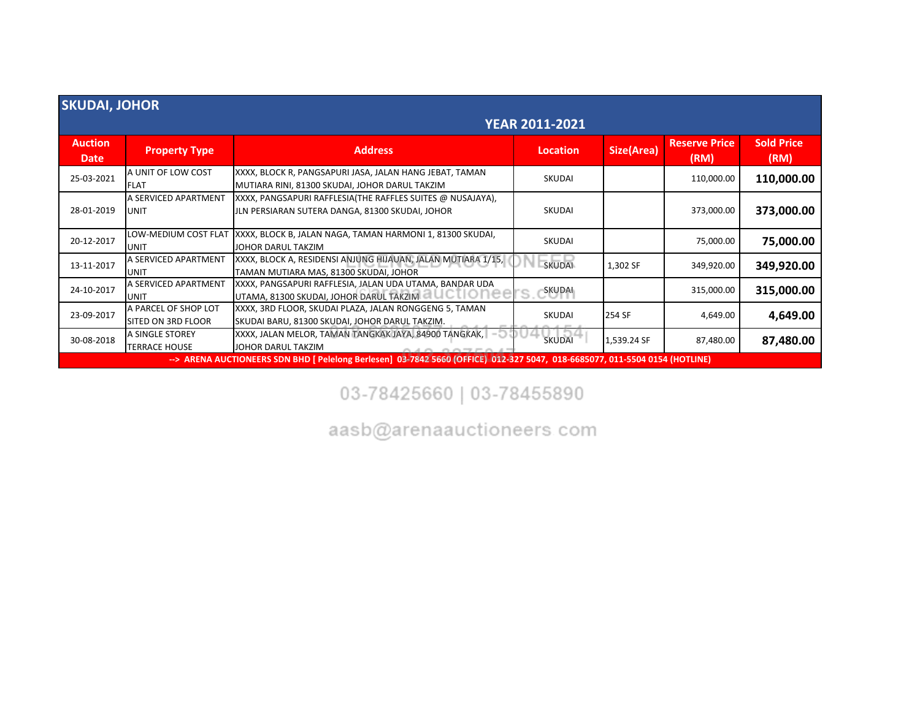## SKUDAI, JOHOR

### YEAR 2011-2021

| Auction Date | Property Type | Address | Location | Size(Area) | Reserve Price (RM) | Sold Price (RM) |
|---|---|---|---|---|---|---|
| 25-03-2021 | A UNIT OF LOW COST FLAT | XXXX, BLOCK R, PANGSAPURI JASA, JALAN HANG JEBAT, TAMAN MUTIARA RINI, 81300 SKUDAI, JOHOR DARUL TAKZIM | SKUDAI | | 110,000.00 | **110,000.00** |
| 28-01-2019 | A SERVICED APARTMENT UNIT | XXXX, PANGSAPURI RAFFLESIA(THE RAFFLES SUITES @ NUSAJAYA), JLN PERSIARAN SUTERA DANGA, 81300 SKUDAI, JOHOR | SKUDAI | | 373,000.00 | **373,000.00** |
| 20-12-2017 | LOW-MEDIUM COST FLAT UNIT | XXXX, BLOCK B, JALAN NAGA, TAMAN HARMONI 1, 81300 SKUDAI, JOHOR DARUL TAKZIM | SKUDAI | | 75,000.00 | **75,000.00** |
| 13-11-2017 | A SERVICED APARTMENT UNIT | XXXX, BLOCK A, RESIDENSI ANJUNG HIJAUAN, JALAN MUTIARA 1/15, TAMAN MUTIARA MAS, 81300 SKUDAI, JOHOR | SKUDAI | 1,302 SF | 349,920.00 | **349,920.00** |
| 24-10-2017 | A SERVICED APARTMENT UNIT | XXXX, PANGSAPURI RAFFLESIA, JALAN UDA UTAMA, BANDAR UDA UTAMA, 81300 SKUDAI, JOHOR DARUL TAKZIM | SKUDAI | | 315,000.00 | **315,000.00** |
| 23-09-2017 | A PARCEL OF SHOP LOT SITED ON 3RD FLOOR | XXXX, 3RD FLOOR, SKUDAI PLAZA, JALAN RONGGENG 5, TAMAN SKUDAI BARU, 81300 SKUDAI, JOHOR DARUL TAKZIM. | SKUDAI | 254 SF | 4,649.00 | **4,649.00** |
| 30-08-2018 | A SINGLE STOREY TERRACE HOUSE | XXXX, JALAN MELOR, TAMAN TANGKAK JAYA, 84900 TANGKAK, JOHOR DARUL TAKZIM | SKUDAI | 1,539.24 SF | 87,480.00 | **87,480.00** |

**--> ARENA AUCTIONEERS SDN BHD [ Pelelong Berlesen] 03-7842 5660 (OFFICE) 012-327 5047, 018-6685077, 011-5504 0154 (HOTLINE)**

03-78425660 | 03-78455890

aasb@arenaauctioneers com